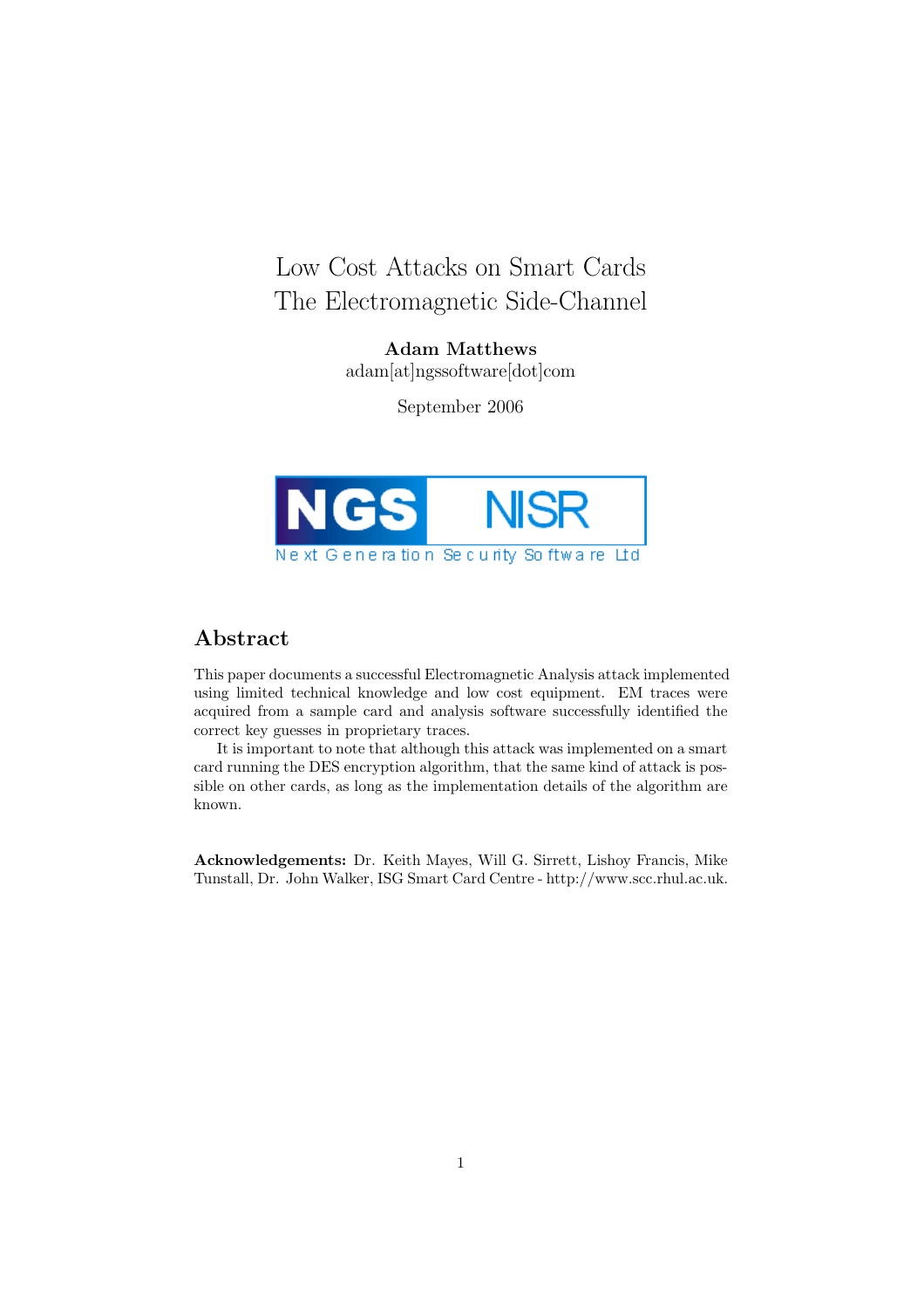# Low Cost Attacks on Smart Cards
# The Electromagnetic Side-Channel

**Adam Matthews**
adam[at]ngssoftware[dot]com

September 2006

NGS NISR
Next Generation Security Software Ltd

## Abstract

This paper documents a successful Electromagnetic Analysis attack implemented using limited technical knowledge and low cost equipment. EM traces were acquired from a sample card and analysis software successfully identified the correct key guesses in proprietary traces.

It is important to note that although this attack was implemented on a smart card running the DES encryption algorithm, that the same kind of attack is possible on other cards, as long as the implementation details of the algorithm are known.

**Acknowledgements:** Dr. Keith Mayes, Will G. Sirrett, Lishoy Francis, Mike Tunstall, Dr. John Walker, ISG Smart Card Centre - http://www.scc.rhul.ac.uk.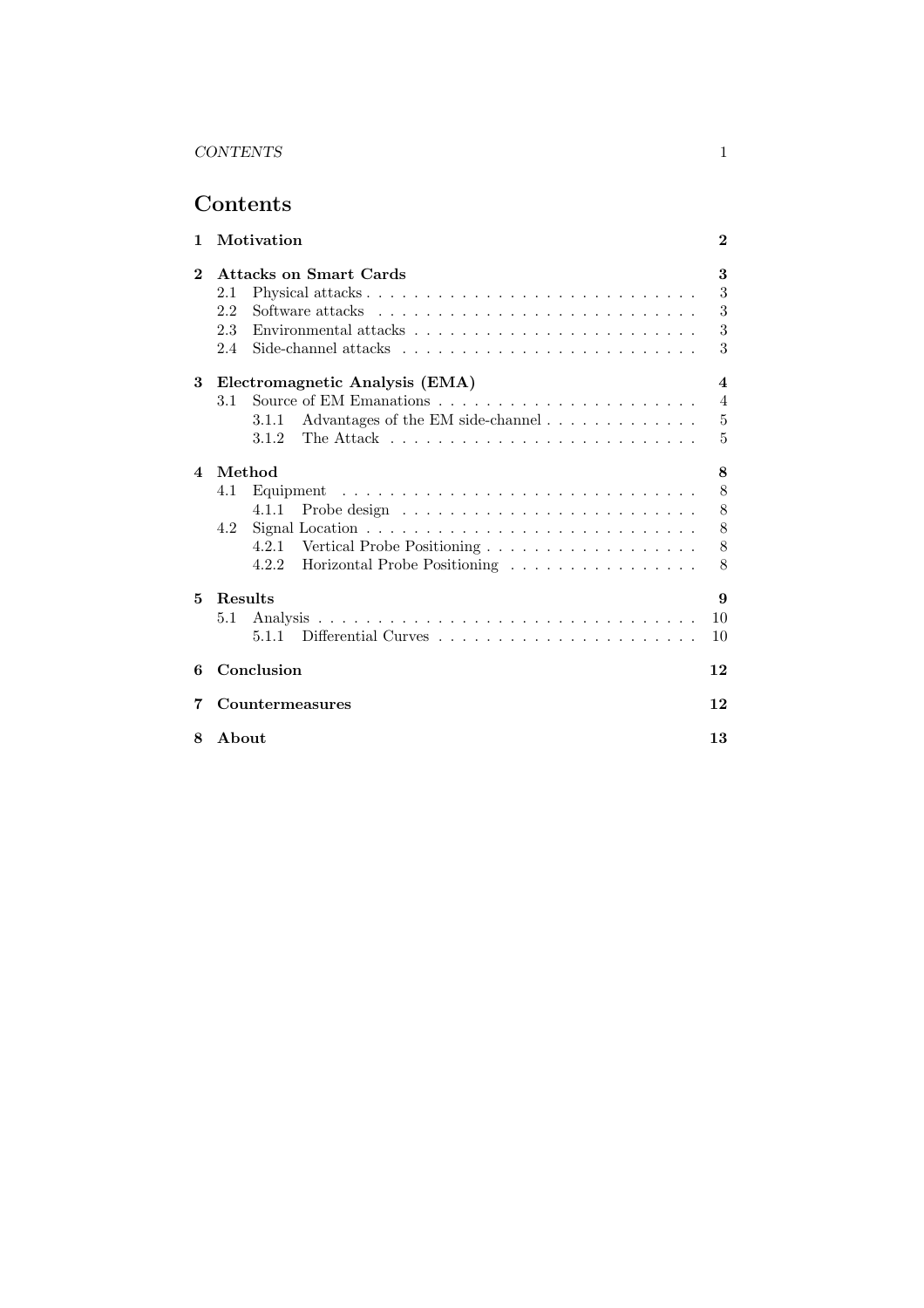# Contents

- 1 Motivation — 2
- 2 Attacks on Smart Cards — 3
  - 2.1 Physical attacks — 3
  - 2.2 Software attacks — 3
  - 2.3 Environmental attacks — 3
  - 2.4 Side-channel attacks — 3
- 3 Electromagnetic Analysis (EMA) — 4
  - 3.1 Source of EM Emanations — 4
    - 3.1.1 Advantages of the EM side-channel — 5
    - 3.1.2 The Attack — 5
- 4 Method — 8
  - 4.1 Equipment — 8
    - 4.1.1 Probe design — 8
  - 4.2 Signal Location — 8
    - 4.2.1 Vertical Probe Positioning — 8
    - 4.2.2 Horizontal Probe Positioning — 8
- 5 Results — 9
  - 5.1 Analysis — 10
    - 5.1.1 Differential Curves — 10
- 6 Conclusion — 12
- 7 Countermeasures — 12
- 8 About — 13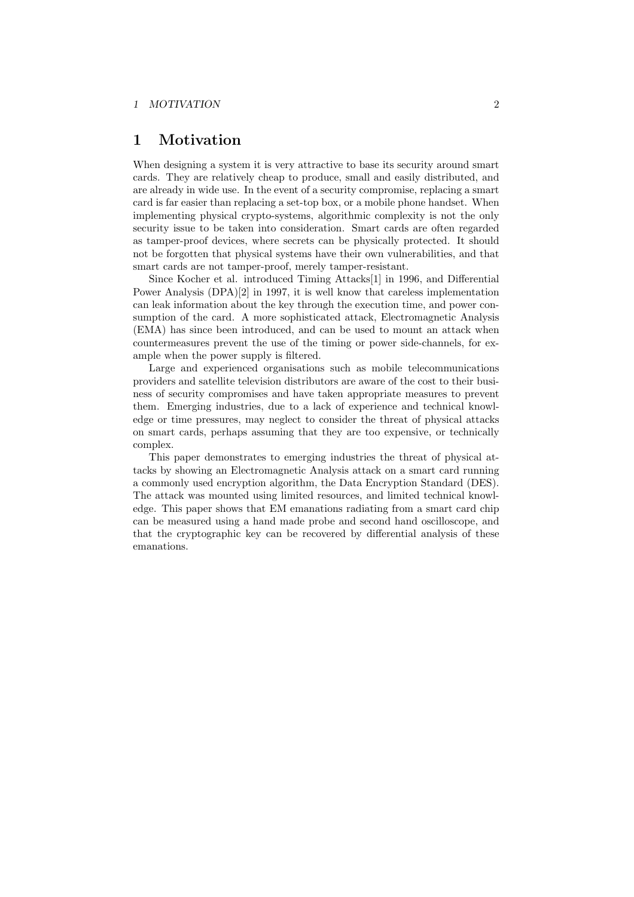# 1 Motivation

When designing a system it is very attractive to base its security around smart cards. They are relatively cheap to produce, small and easily distributed, and are already in wide use. In the event of a security compromise, replacing a smart card is far easier than replacing a set-top box, or a mobile phone handset. When implementing physical crypto-systems, algorithmic complexity is not the only security issue to be taken into consideration. Smart cards are often regarded as tamper-proof devices, where secrets can be physically protected. It should not be forgotten that physical systems have their own vulnerabilities, and that smart cards are not tamper-proof, merely tamper-resistant.

Since Kocher et al. introduced Timing Attacks[1] in 1996, and Differential Power Analysis (DPA)[2] in 1997, it is well know that careless implementation can leak information about the key through the execution time, and power consumption of the card. A more sophisticated attack, Electromagnetic Analysis (EMA) has since been introduced, and can be used to mount an attack when countermeasures prevent the use of the timing or power side-channels, for example when the power supply is filtered.

Large and experienced organisations such as mobile telecommunications providers and satellite television distributors are aware of the cost to their business of security compromises and have taken appropriate measures to prevent them. Emerging industries, due to a lack of experience and technical knowledge or time pressures, may neglect to consider the threat of physical attacks on smart cards, perhaps assuming that they are too expensive, or technically complex.

This paper demonstrates to emerging industries the threat of physical attacks by showing an Electromagnetic Analysis attack on a smart card running a commonly used encryption algorithm, the Data Encryption Standard (DES). The attack was mounted using limited resources, and limited technical knowledge. This paper shows that EM emanations radiating from a smart card chip can be measured using a hand made probe and second hand oscilloscope, and that the cryptographic key can be recovered by differential analysis of these emanations.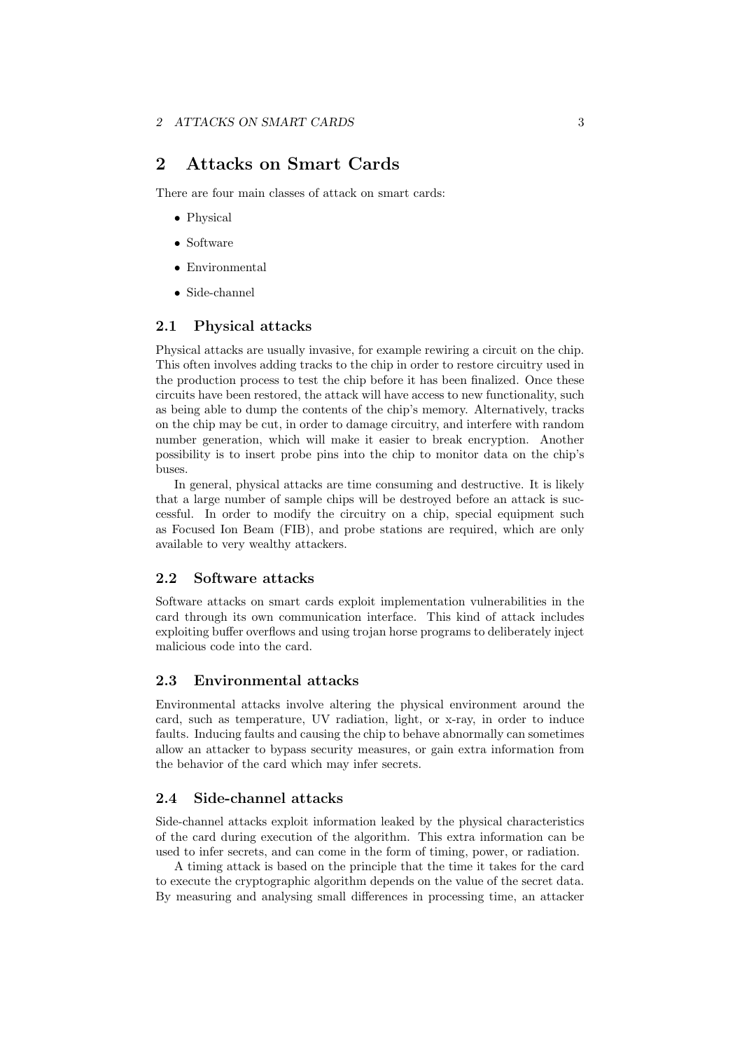## 2 Attacks on Smart Cards

There are four main classes of attack on smart cards:

- Physical
- Software
- Environmental
- Side-channel

### 2.1 Physical attacks

Physical attacks are usually invasive, for example rewiring a circuit on the chip. This often involves adding tracks to the chip in order to restore circuitry used in the production process to test the chip before it has been finalized. Once these circuits have been restored, the attack will have access to new functionality, such as being able to dump the contents of the chip's memory. Alternatively, tracks on the chip may be cut, in order to damage circuitry, and interfere with random number generation, which will make it easier to break encryption. Another possibility is to insert probe pins into the chip to monitor data on the chip's buses.

In general, physical attacks are time consuming and destructive. It is likely that a large number of sample chips will be destroyed before an attack is successful. In order to modify the circuitry on a chip, special equipment such as Focused Ion Beam (FIB), and probe stations are required, which are only available to very wealthy attackers.

### 2.2 Software attacks

Software attacks on smart cards exploit implementation vulnerabilities in the card through its own communication interface. This kind of attack includes exploiting buffer overflows and using trojan horse programs to deliberately inject malicious code into the card.

### 2.3 Environmental attacks

Environmental attacks involve altering the physical environment around the card, such as temperature, UV radiation, light, or x-ray, in order to induce faults. Inducing faults and causing the chip to behave abnormally can sometimes allow an attacker to bypass security measures, or gain extra information from the behavior of the card which may infer secrets.

### 2.4 Side-channel attacks

Side-channel attacks exploit information leaked by the physical characteristics of the card during execution of the algorithm. This extra information can be used to infer secrets, and can come in the form of timing, power, or radiation.

A timing attack is based on the principle that the time it takes for the card to execute the cryptographic algorithm depends on the value of the secret data. By measuring and analysing small differences in processing time, an attacker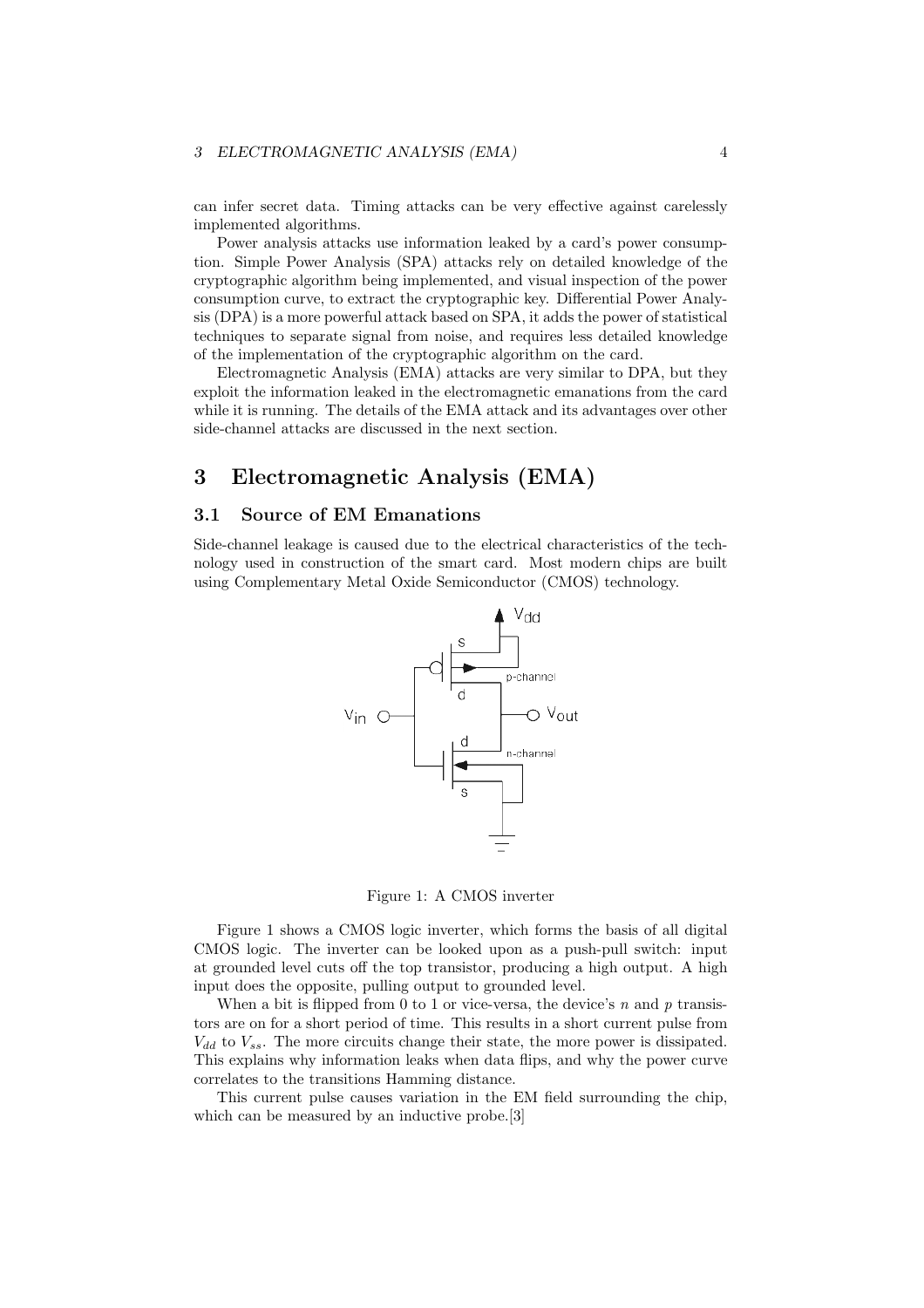can infer secret data. Timing attacks can be very effective against carelessly implemented algorithms.

Power analysis attacks use information leaked by a card's power consumption. Simple Power Analysis (SPA) attacks rely on detailed knowledge of the cryptographic algorithm being implemented, and visual inspection of the power consumption curve, to extract the cryptographic key. Differential Power Analysis (DPA) is a more powerful attack based on SPA, it adds the power of statistical techniques to separate signal from noise, and requires less detailed knowledge of the implementation of the cryptographic algorithm on the card.

Electromagnetic Analysis (EMA) attacks are very similar to DPA, but they exploit the information leaked in the electromagnetic emanations from the card while it is running. The details of the EMA attack and its advantages over other side-channel attacks are discussed in the next section.

# 3 Electromagnetic Analysis (EMA)

## 3.1 Source of EM Emanations

Side-channel leakage is caused due to the electrical characteristics of the technology used in construction of the smart card. Most modern chips are built using Complementary Metal Oxide Semiconductor (CMOS) technology.

Figure 1: A CMOS inverter

Figure 1 shows a CMOS logic inverter, which forms the basis of all digital CMOS logic. The inverter can be looked upon as a push-pull switch: input at grounded level cuts off the top transistor, producing a high output. A high input does the opposite, pulling output to grounded level.

When a bit is flipped from 0 to 1 or vice-versa, the device's $n$ and $p$ transistors are on for a short period of time. This results in a short current pulse from $V_{dd}$ to $V_{ss}$. The more circuits change their state, the more power is dissipated. This explains why information leaks when data flips, and why the power curve correlates to the transitions Hamming distance.

This current pulse causes variation in the EM field surrounding the chip, which can be measured by an inductive probe.[3]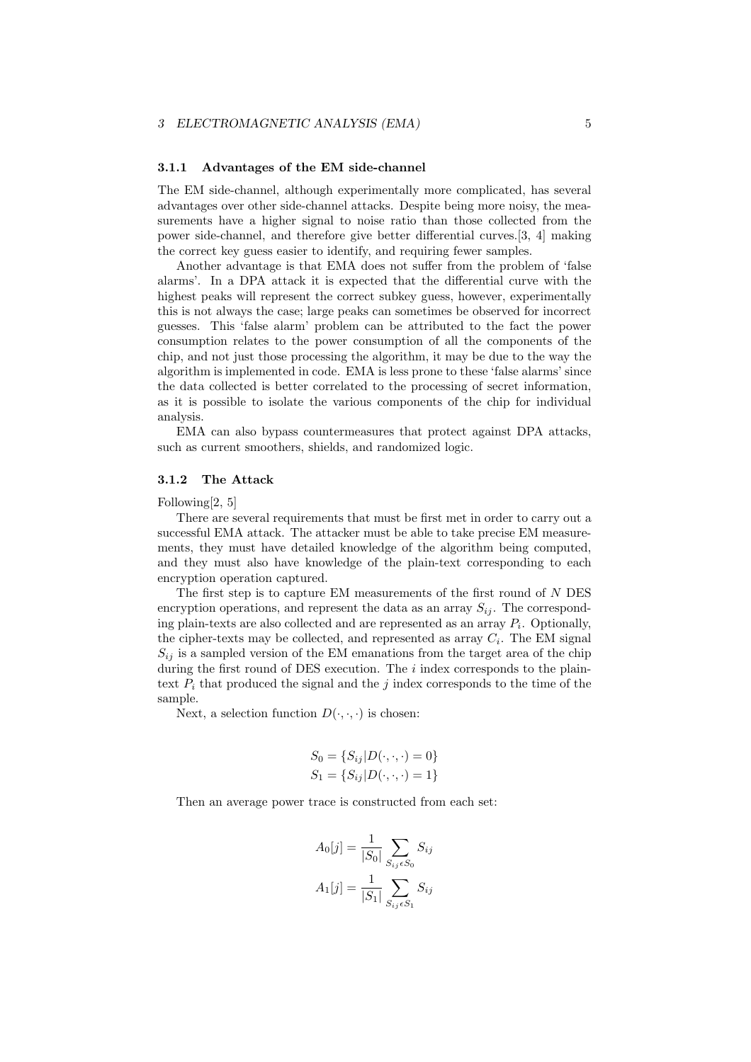### 3.1.1 Advantages of the EM side-channel

The EM side-channel, although experimentally more complicated, has several advantages over other side-channel attacks. Despite being more noisy, the measurements have a higher signal to noise ratio than those collected from the power side-channel, and therefore give better differential curves.[3, 4] making the correct key guess easier to identify, and requiring fewer samples.

Another advantage is that EMA does not suffer from the problem of 'false alarms'. In a DPA attack it is expected that the differential curve with the highest peaks will represent the correct subkey guess, however, experimentally this is not always the case; large peaks can sometimes be observed for incorrect guesses. This 'false alarm' problem can be attributed to the fact the power consumption relates to the power consumption of all the components of the chip, and not just those processing the algorithm, it may be due to the way the algorithm is implemented in code. EMA is less prone to these 'false alarms' since the data collected is better correlated to the processing of secret information, as it is possible to isolate the various components of the chip for individual analysis.

EMA can also bypass countermeasures that protect against DPA attacks, such as current smoothers, shields, and randomized logic.

### 3.1.2 The Attack

Following[2, 5]

There are several requirements that must be first met in order to carry out a successful EMA attack. The attacker must be able to take precise EM measurements, they must have detailed knowledge of the algorithm being computed, and they must also have knowledge of the plain-text corresponding to each encryption operation captured.

The first step is to capture EM measurements of the first round of $N$ DES encryption operations, and represent the data as an array $S_{ij}$. The corresponding plain-texts are also collected and are represented as an array $P_i$. Optionally, the cipher-texts may be collected, and represented as array $C_i$. The EM signal $S_{ij}$ is a sampled version of the EM emanations from the target area of the chip during the first round of DES execution. The $i$ index corresponds to the plain-text $P_i$ that produced the signal and the $j$ index corresponds to the time of the sample.

Next, a selection function $D(\cdot,\cdot,\cdot)$ is chosen:

$$S_0 = \{S_{ij} | D(\cdot,\cdot,\cdot) = 0\}$$
$$S_1 = \{S_{ij} | D(\cdot,\cdot,\cdot) = 1\}$$

Then an average power trace is constructed from each set:

$$A_0[j] = \frac{1}{|S_0|} \sum_{S_{ij} \epsilon S_0} S_{ij}$$
$$A_1[j] = \frac{1}{|S_1|} \sum_{S_{ij} \epsilon S_1} S_{ij}$$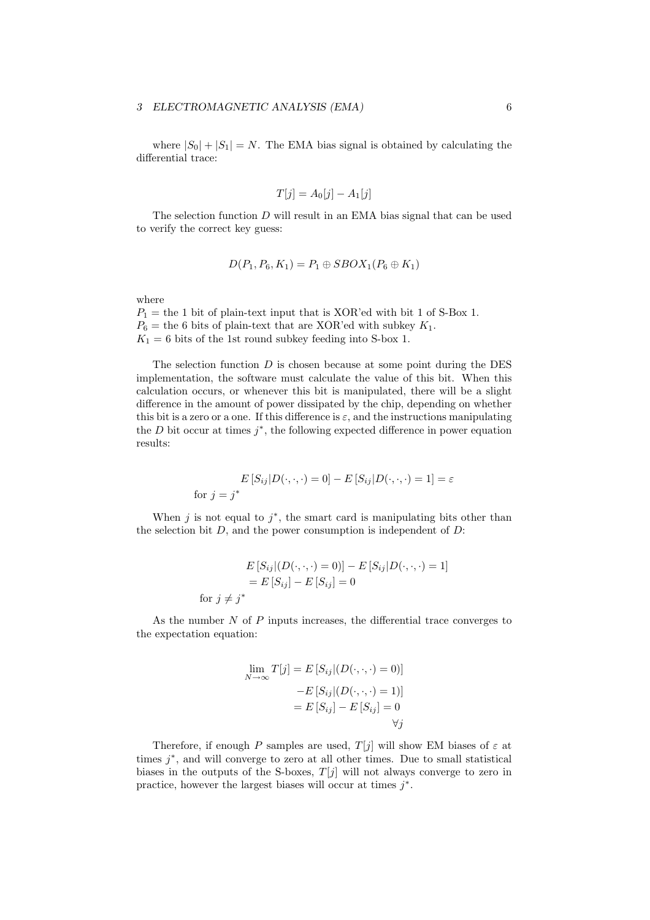where $|S_0| + |S_1| = N$. The EMA bias signal is obtained by calculating the differential trace:

$$T[j] = A_0[j] - A_1[j]$$

The selection function $D$ will result in an EMA bias signal that can be used to verify the correct key guess:

$$D(P_1, P_6, K_1) = P_1 \oplus SBOX_1(P_6 \oplus K_1)$$

where
$P_1$ = the 1 bit of plain-text input that is XOR'ed with bit 1 of S-Box 1.
$P_6$ = the 6 bits of plain-text that are XOR'ed with subkey $K_1$.
$K_1$ = 6 bits of the 1st round subkey feeding into S-box 1.

The selection function $D$ is chosen because at some point during the DES implementation, the software must calculate the value of this bit. When this calculation occurs, or whenever this bit is manipulated, there will be a slight difference in the amount of power dissipated by the chip, depending on whether this bit is a zero or a one. If this difference is $\varepsilon$, and the instructions manipulating the $D$ bit occur at times $j^*$, the following expected difference in power equation results:

$$E\left[S_{ij}|D(\cdot,\cdot,\cdot)=0\right] - E\left[S_{ij}|D(\cdot,\cdot,\cdot)=1\right] = \varepsilon$$
$$\text{for } j = j^*$$

When $j$ is not equal to $j^*$, the smart card is manipulating bits other than the selection bit $D$, and the power consumption is independent of $D$:

$$\begin{aligned} &E\left[S_{ij}|(D(\cdot,\cdot,\cdot)=0)\right] - E\left[S_{ij}|D(\cdot,\cdot,\cdot)=1\right] \\ &= E\left[S_{ij}\right] - E\left[S_{ij}\right] = 0 \end{aligned}$$
$$\text{for } j \neq j^*$$

As the number $N$ of $P$ inputs increases, the differential trace converges to the expectation equation:

$$\begin{aligned} \lim_{N\to\infty} T[j] &= E\left[S_{ij}|(D(\cdot,\cdot,\cdot)=0)\right] \\ &\quad -E\left[S_{ij}|(D(\cdot,\cdot,\cdot)=1)\right] \\ &= E\left[S_{ij}\right] - E\left[S_{ij}\right] = 0 \\ &\qquad \forall j \end{aligned}$$

Therefore, if enough $P$ samples are used, $T[j]$ will show EM biases of $\varepsilon$ at times $j^*$, and will converge to zero at all other times. Due to small statistical biases in the outputs of the S-boxes, $T[j]$ will not always converge to zero in practice, however the largest biases will occur at times $j^*$.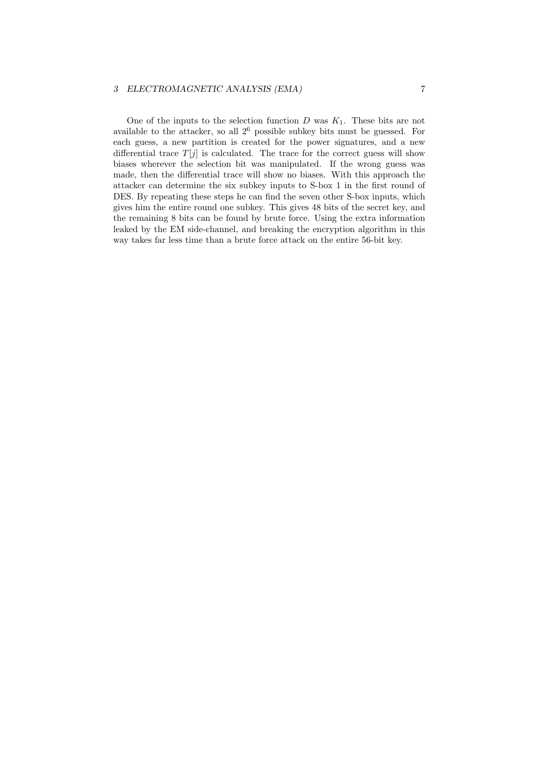One of the inputs to the selection function $D$ was $K_1$. These bits are not available to the attacker, so all $2^6$ possible subkey bits must be guessed. For each guess, a new partition is created for the power signatures, and a new differential trace $T[j]$ is calculated. The trace for the correct guess will show biases wherever the selection bit was manipulated. If the wrong guess was made, then the differential trace will show no biases. With this approach the attacker can determine the six subkey inputs to S-box 1 in the first round of DES. By repeating these steps he can find the seven other S-box inputs, which gives him the entire round one subkey. This gives 48 bits of the secret key, and the remaining 8 bits can be found by brute force. Using the extra information leaked by the EM side-channel, and breaking the encryption algorithm in this way takes far less time than a brute force attack on the entire 56-bit key.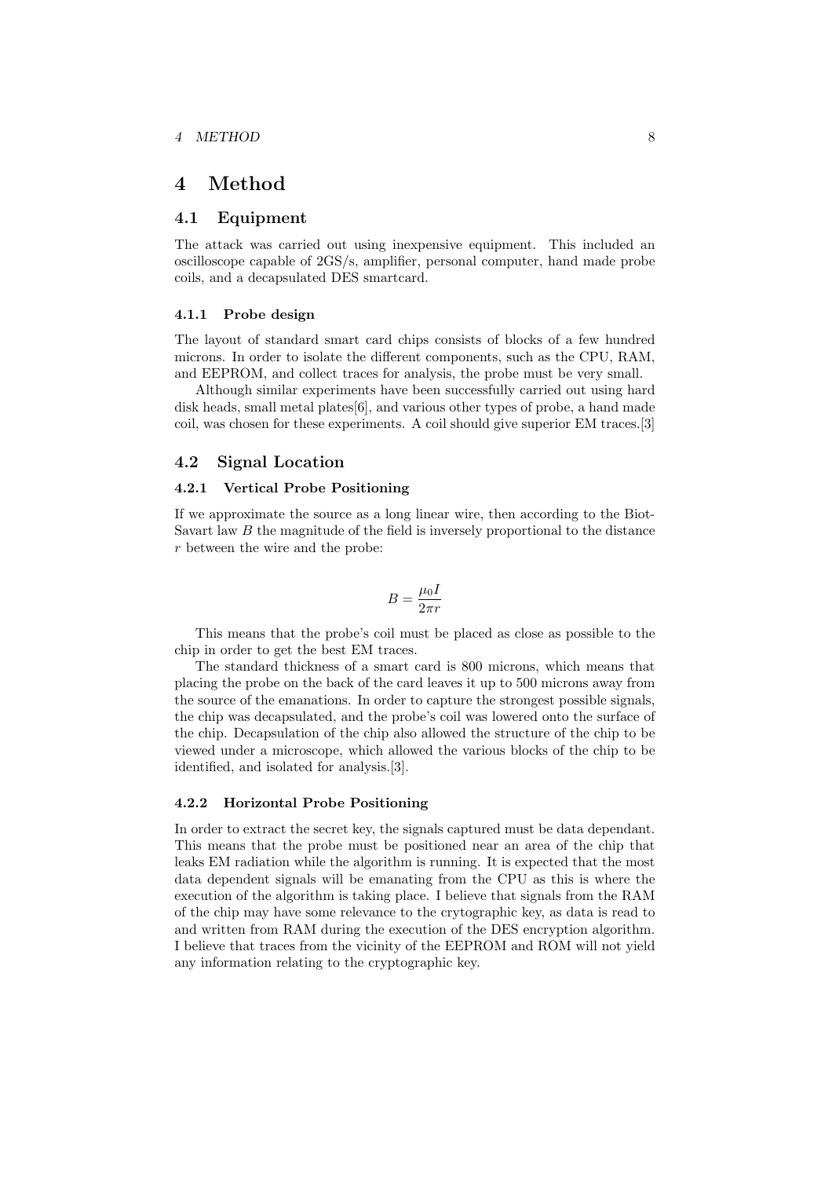# 4 Method

## 4.1 Equipment

The attack was carried out using inexpensive equipment. This included an oscilloscope capable of 2GS/s, amplifier, personal computer, hand made probe coils, and a decapsulated DES smartcard.

### 4.1.1 Probe design

The layout of standard smart card chips consists of blocks of a few hundred microns. In order to isolate the different components, such as the CPU, RAM, and EEPROM, and collect traces for analysis, the probe must be very small.

Although similar experiments have been successfully carried out using hard disk heads, small metal plates[6], and various other types of probe, a hand made coil, was chosen for these experiments. A coil should give superior EM traces.[3]

## 4.2 Signal Location

### 4.2.1 Vertical Probe Positioning

If we approximate the source as a long linear wire, then according to the Biot-Savart law $B$ the magnitude of the field is inversely proportional to the distance $r$ between the wire and the probe:

$$B = \frac{\mu_0 I}{2\pi r}$$

This means that the probe's coil must be placed as close as possible to the chip in order to get the best EM traces.

The standard thickness of a smart card is 800 microns, which means that placing the probe on the back of the card leaves it up to 500 microns away from the source of the emanations. In order to capture the strongest possible signals, the chip was decapsulated, and the probe's coil was lowered onto the surface of the chip. Decapsulation of the chip also allowed the structure of the chip to be viewed under a microscope, which allowed the various blocks of the chip to be identified, and isolated for analysis.[3].

### 4.2.2 Horizontal Probe Positioning

In order to extract the secret key, the signals captured must be data dependant. This means that the probe must be positioned near an area of the chip that leaks EM radiation while the algorithm is running. It is expected that the most data dependent signals will be emanating from the CPU as this is where the execution of the algorithm is taking place. I believe that signals from the RAM of the chip may have some relevance to the crytographic key, as data is read to and written from RAM during the execution of the DES encryption algorithm. I believe that traces from the vicinity of the EEPROM and ROM will not yield any information relating to the cryptographic key.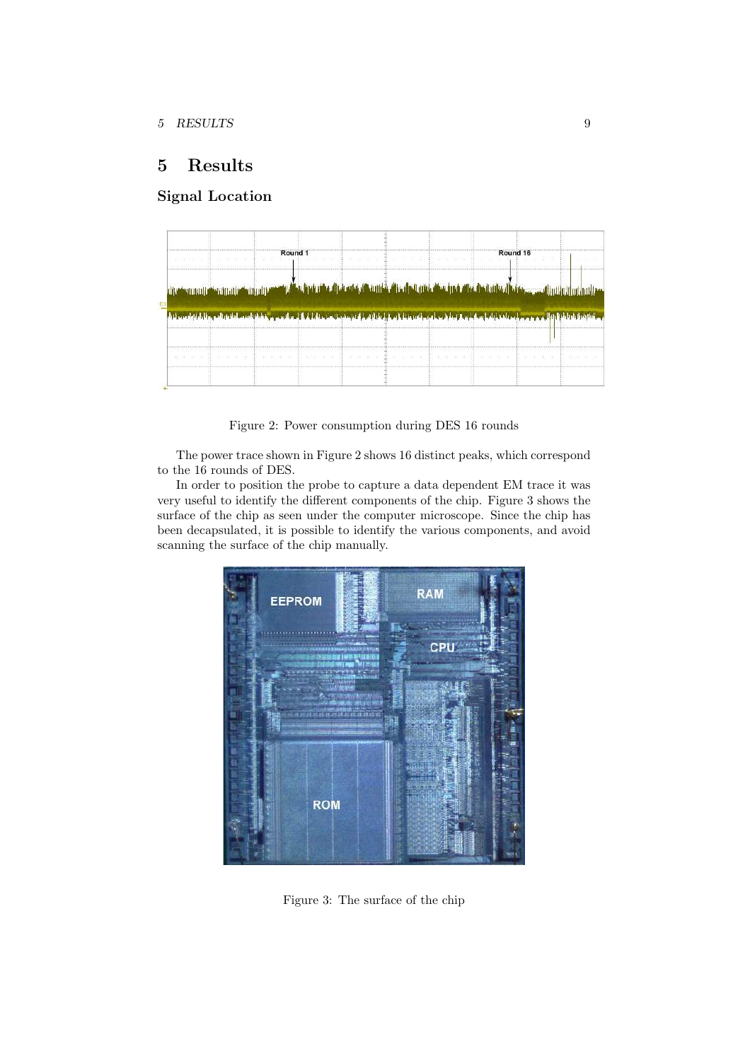# 5 Results

## Signal Location

Figure 2: Power consumption during DES 16 rounds

The power trace shown in Figure 2 shows 16 distinct peaks, which correspond to the 16 rounds of DES.

In order to position the probe to capture a data dependent EM trace it was very useful to identify the different components of the chip. Figure 3 shows the surface of the chip as seen under the computer microscope. Since the chip has been decapsulated, it is possible to identify the various components, and avoid scanning the surface of the chip manually.

Figure 3: The surface of the chip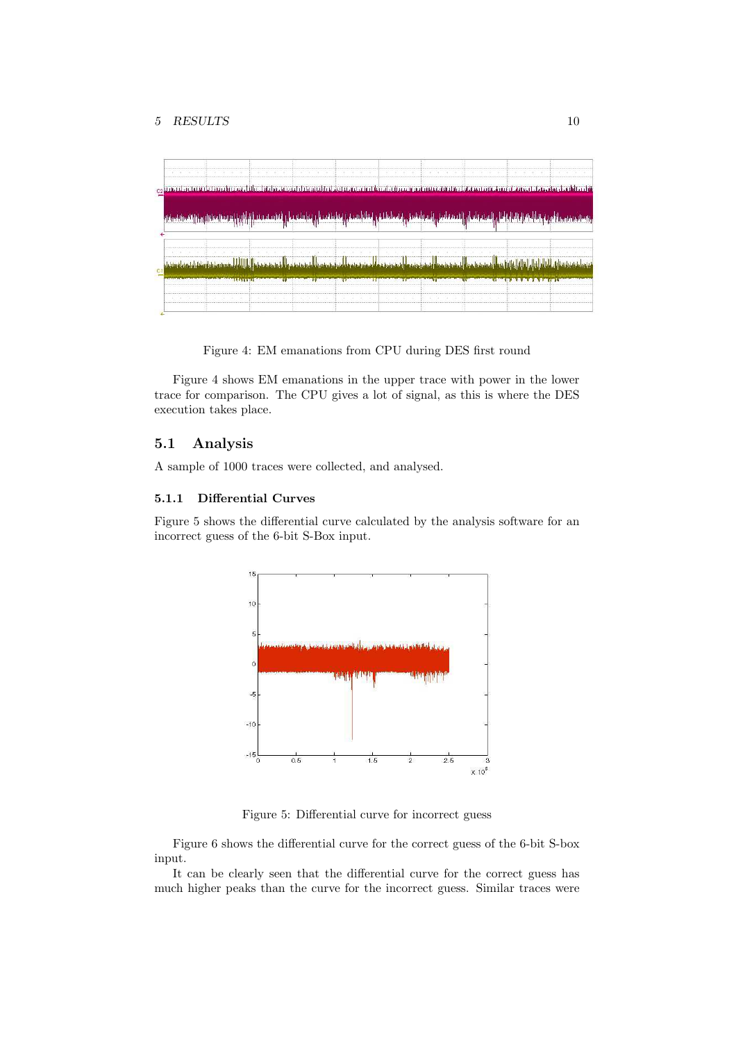Figure 4: EM emanations from CPU during DES first round

Figure 4 shows EM emanations in the upper trace with power in the lower trace for comparison. The CPU gives a lot of signal, as this is where the DES execution takes place.

## 5.1 Analysis

A sample of 1000 traces were collected, and analysed.

### 5.1.1 Differential Curves

Figure 5 shows the differential curve calculated by the analysis software for an incorrect guess of the 6-bit S-Box input.

Figure 5: Differential curve for incorrect guess

Figure 6 shows the differential curve for the correct guess of the 6-bit S-box input.

It can be clearly seen that the differential curve for the correct guess has much higher peaks than the curve for the incorrect guess. Similar traces were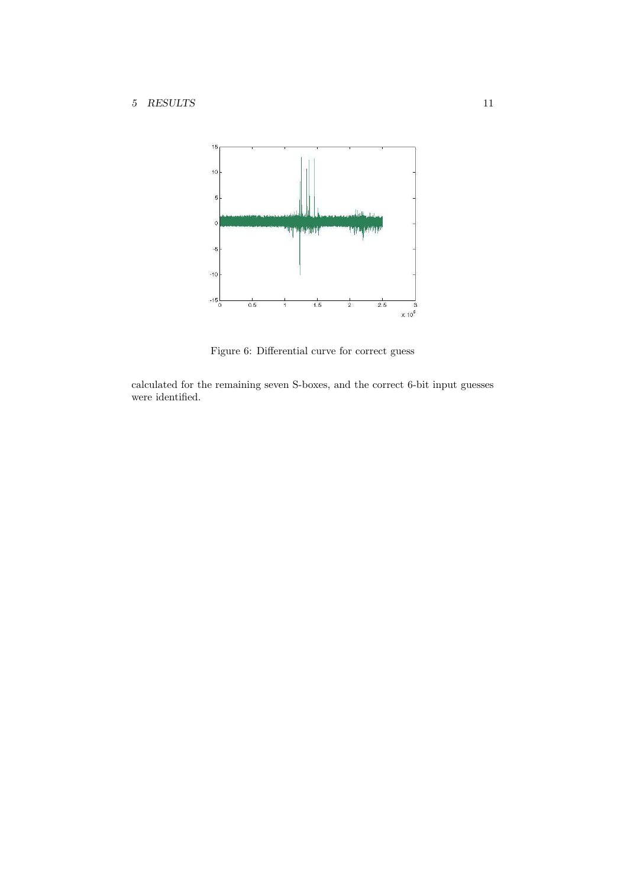Figure 6: Differential curve for correct guess

calculated for the remaining seven S-boxes, and the correct 6-bit input guesses were identified.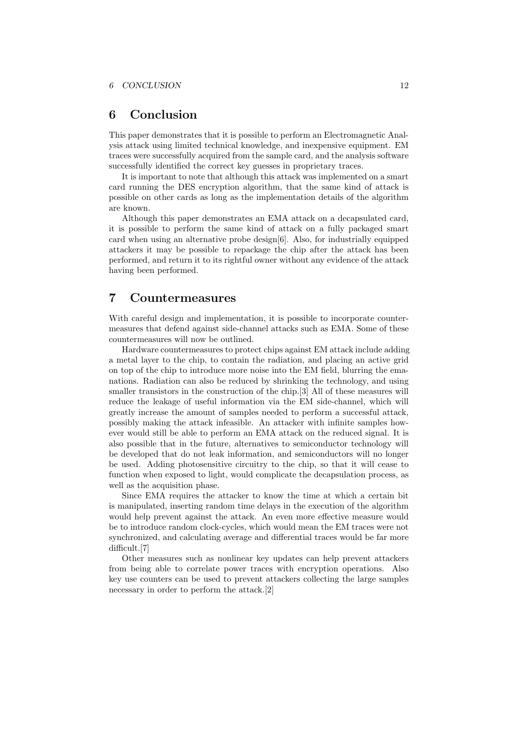## 6 Conclusion

This paper demonstrates that it is possible to perform an Electromagnetic Analysis attack using limited technical knowledge, and inexpensive equipment. EM traces were successfully acquired from the sample card, and the analysis software successfully identified the correct key guesses in proprietary traces.

It is important to note that although this attack was implemented on a smart card running the DES encryption algorithm, that the same kind of attack is possible on other cards as long as the implementation details of the algorithm are known.

Although this paper demonstrates an EMA attack on a decapsulated card, it is possible to perform the same kind of attack on a fully packaged smart card when using an alternative probe design[6]. Also, for industrially equipped attackers it may be possible to repackage the chip after the attack has been performed, and return it to its rightful owner without any evidence of the attack having been performed.

## 7 Countermeasures

With careful design and implementation, it is possible to incorporate countermeasures that defend against side-channel attacks such as EMA. Some of these countermeasures will now be outlined.

Hardware countermeasures to protect chips against EM attack include adding a metal layer to the chip, to contain the radiation, and placing an active grid on top of the chip to introduce more noise into the EM field, blurring the emanations. Radiation can also be reduced by shrinking the technology, and using smaller transistors in the construction of the chip.[3] All of these measures will reduce the leakage of useful information via the EM side-channel, which will greatly increase the amount of samples needed to perform a successful attack, possibly making the attack infeasible. An attacker with infinite samples however would still be able to perform an EMA attack on the reduced signal. It is also possible that in the future, alternatives to semiconductor technology will be developed that do not leak information, and semiconductors will no longer be used. Adding photosensitive circuitry to the chip, so that it will cease to function when exposed to light, would complicate the decapsulation process, as well as the acquisition phase.

Since EMA requires the attacker to know the time at which a certain bit is manipulated, inserting random time delays in the execution of the algorithm would help prevent against the attack. An even more effective measure would be to introduce random clock-cycles, which would mean the EM traces were not synchronized, and calculating average and differential traces would be far more difficult.[7]

Other measures such as nonlinear key updates can help prevent attackers from being able to correlate power traces with encryption operations. Also key use counters can be used to prevent attackers collecting the large samples necessary in order to perform the attack.[2]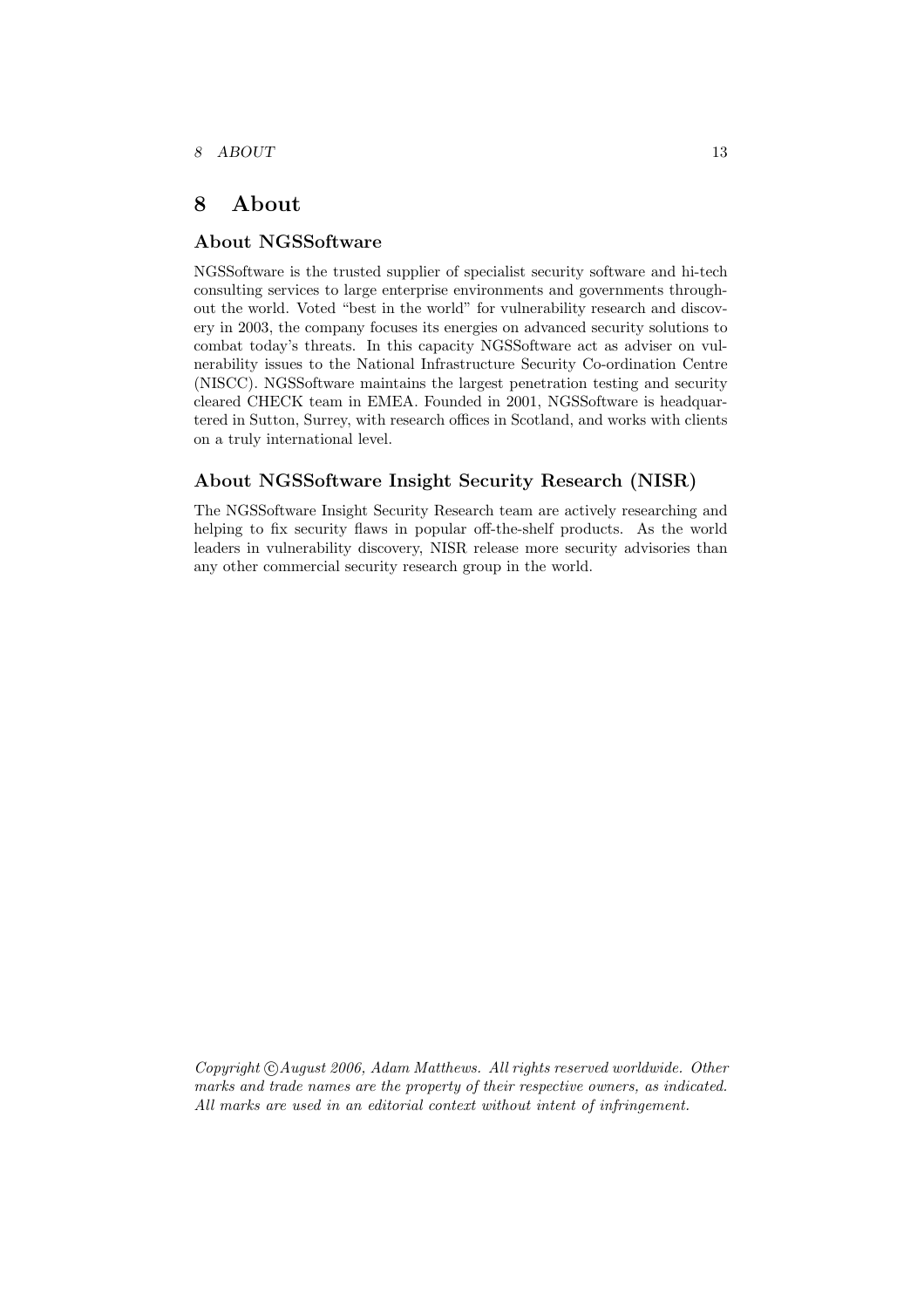# 8 About

## About NGSSoftware

NGSSoftware is the trusted supplier of specialist security software and hi-tech consulting services to large enterprise environments and governments throughout the world. Voted "best in the world" for vulnerability research and discovery in 2003, the company focuses its energies on advanced security solutions to combat today's threats. In this capacity NGSSoftware act as adviser on vulnerability issues to the National Infrastructure Security Co-ordination Centre (NISCC). NGSSoftware maintains the largest penetration testing and security cleared CHECK team in EMEA. Founded in 2001, NGSSoftware is headquartered in Sutton, Surrey, with research offices in Scotland, and works with clients on a truly international level.

## About NGSSoftware Insight Security Research (NISR)

The NGSSoftware Insight Security Research team are actively researching and helping to fix security flaws in popular off-the-shelf products. As the world leaders in vulnerability discovery, NISR release more security advisories than any other commercial security research group in the world.

*Copyright © August 2006, Adam Matthews. All rights reserved worldwide. Other marks and trade names are the property of their respective owners, as indicated. All marks are used in an editorial context without intent of infringement.*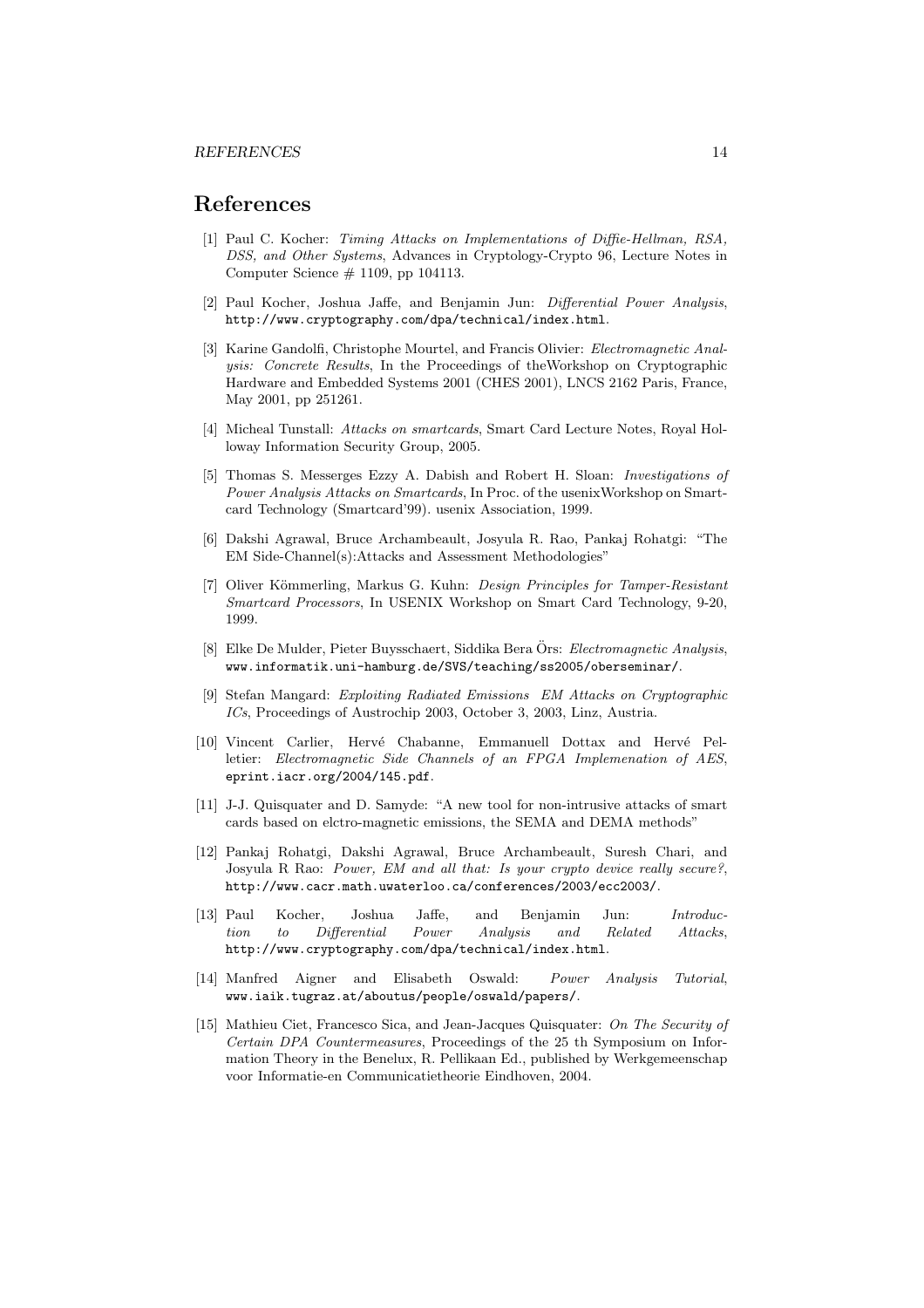# References

[1] Paul C. Kocher: *Timing Attacks on Implementations of Diffie-Hellman, RSA, DSS, and Other Systems*, Advances in Cryptology-Crypto 96, Lecture Notes in Computer Science # 1109, pp 104113.

[2] Paul Kocher, Joshua Jaffe, and Benjamin Jun: *Differential Power Analysis*, http://www.cryptography.com/dpa/technical/index.html.

[3] Karine Gandolfi, Christophe Mourtel, and Francis Olivier: *Electromagnetic Analysis: Concrete Results*, In the Proceedings of theWorkshop on Cryptographic Hardware and Embedded Systems 2001 (CHES 2001), LNCS 2162 Paris, France, May 2001, pp 251261.

[4] Micheal Tunstall: *Attacks on smartcards*, Smart Card Lecture Notes, Royal Holloway Information Security Group, 2005.

[5] Thomas S. Messerges Ezzy A. Dabish and Robert H. Sloan: *Investigations of Power Analysis Attacks on Smartcards*, In Proc. of the usenixWorkshop on Smartcard Technology (Smartcard'99). usenix Association, 1999.

[6] Dakshi Agrawal, Bruce Archambeault, Josyula R. Rao, Pankaj Rohatgi: "The EM Side-Channel(s):Attacks and Assessment Methodologies"

[7] Oliver Kömmerling, Markus G. Kuhn: *Design Principles for Tamper-Resistant Smartcard Processors*, In USENIX Workshop on Smart Card Technology, 9-20, 1999.

[8] Elke De Mulder, Pieter Buysschaert, Siddika Bera Örs: *Electromagnetic Analysis*, www.informatik.uni-hamburg.de/SVS/teaching/ss2005/oberseminar/.

[9] Stefan Mangard: *Exploiting Radiated Emissions EM Attacks on Cryptographic ICs*, Proceedings of Austrochip 2003, October 3, 2003, Linz, Austria.

[10] Vincent Carlier, Hervé Chabanne, Emmanuell Dottax and Hervé Pelletier: *Electromagnetic Side Channels of an FPGA Implemenation of AES*, eprint.iacr.org/2004/145.pdf.

[11] J-J. Quisquater and D. Samyde: "A new tool for non-intrusive attacks of smart cards based on elctro-magnetic emissions, the SEMA and DEMA methods"

[12] Pankaj Rohatgi, Dakshi Agrawal, Bruce Archambeault, Suresh Chari, and Josyula R Rao: *Power, EM and all that: Is your crypto device really secure?*, http://www.cacr.math.uwaterloo.ca/conferences/2003/ecc2003/.

[13] Paul Kocher, Joshua Jaffe, and Benjamin Jun: *Introduction to Differential Power Analysis and Related Attacks*, http://www.cryptography.com/dpa/technical/index.html.

[14] Manfred Aigner and Elisabeth Oswald: *Power Analysis Tutorial*, www.iaik.tugraz.at/aboutus/people/oswald/papers/.

[15] Mathieu Ciet, Francesco Sica, and Jean-Jacques Quisquater: *On The Security of Certain DPA Countermeasures*, Proceedings of the 25 th Symposium on Information Theory in the Benelux, R. Pellikaan Ed., published by Werkgemeenschap voor Informatie-en Communicatietheorie Eindhoven, 2004.